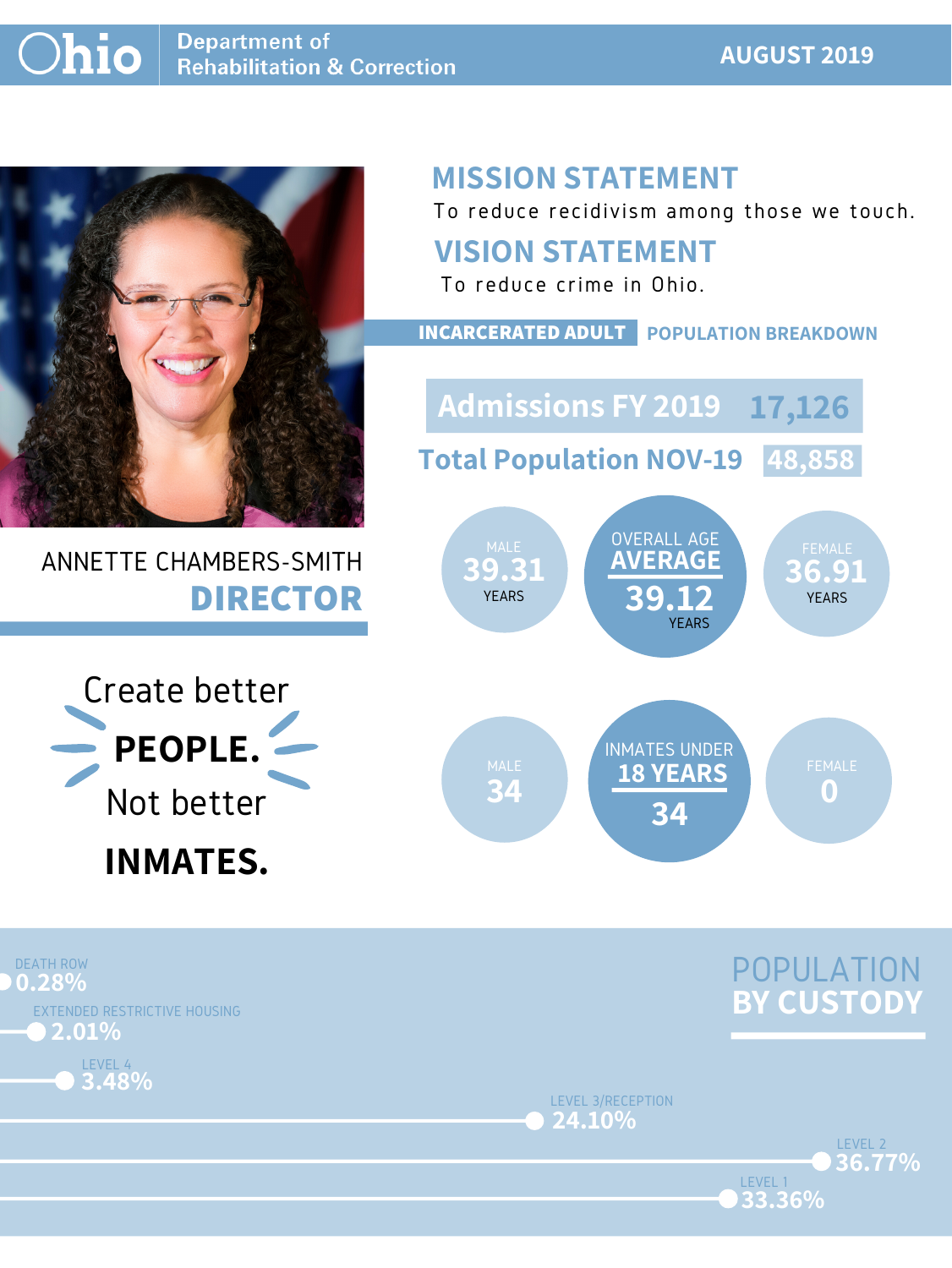# Ohio Department of Rehabilitation & Correction

**AUGUST 2019**

ANNETTE CHAMBERS-SMITH

**DIRECTOR**

Create better **PEOPLE.** Not better **INMATES.**

## MISSION STATEMENT

To reduce recidivism among those we touch.

## VISION STATEMENT

To reduce crime in Ohio.

## INCARCERATED ADULT POPULATION BREAKDOWN

**Admissions FY 2019** 17,126

**Total Population NOV-19** 48,858

### OVERALL AGE AVERAGE

| MALE | OVERALL AGE AVERAGE | FEMALE |
|---|---|---|
| 39.31 YEARS | 39.12 YEARS | 36.91 YEARS |

### INMATES UNDER 18 YEARS

| MALE | INMATES UNDER 18 YEARS | FEMALE |
|---|---|---|
| 34 | 34 | 0 |

## POPULATION BY CUSTODY

| Custody | Percentage |
|---|---|
| DEATH ROW | 0.28% |
| EXTENDED RESTRICTIVE HOUSING | 2.01% |
| LEVEL 4 | 3.48% |
| LEVEL 3/RECEPTION | 24.10% |
| LEVEL 2 | 36.77% |
| LEVEL 1 | 33.36% |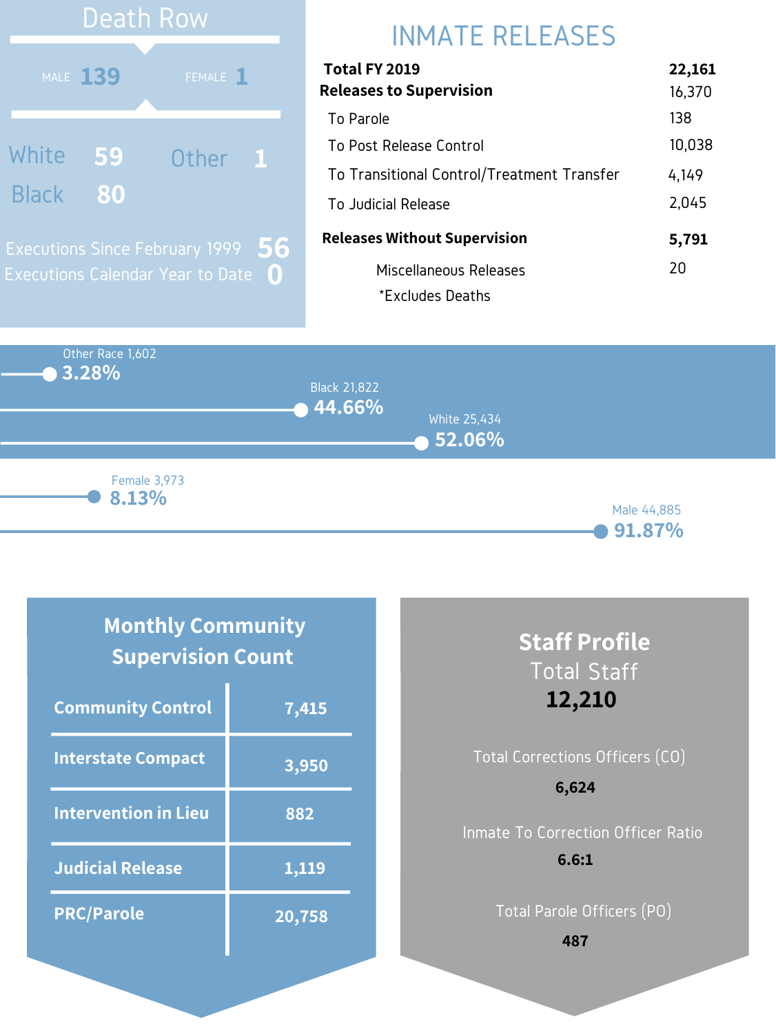## Death Row

| MALE | FEMALE |
|---|---|
| 139 | 1 |

| | | | |
|---|---|---|---|
| White | 59 | Other | 1 |
| Black | 80 | | |

Executions Since February 1999 **56**

Executions Calendar Year to Date **0**

## INMATE RELEASES

| | |
|---|---|
| **Total FY 2019** | **22,161** |
| **Releases to Supervision** | 16,370 |
| To Parole | 138 |
| To Post Release Control | 10,038 |
| To Transitional Control/Treatment Transfer | 4,149 |
| To Judicial Release | 2,045 |
| **Releases Without Supervision** | **5,791** |
| Miscellaneous Releases | 20 |

*Excludes Deaths

Other Race 1,602 **3.28%**

Black 21,822 **44.66%**

White 25,434 **52.06%**

Female 3,973 **8.13%**

Male 44,885 **91.87%**

## Monthly Community Supervision Count

| | |
|---|---|
| **Community Control** | **7,415** |
| **Interstate Compact** | **3,950** |
| **Intervention in Lieu** | **882** |
| **Judicial Release** | **1,119** |
| **PRC/Parole** | **20,758** |

## Staff Profile

Total Staff

**12,210**

Total Corrections Officers (CO)

**6,624**

Inmate To Correction Officer Ratio

**6.6:1**

Total Parole Officers (PO)

**487**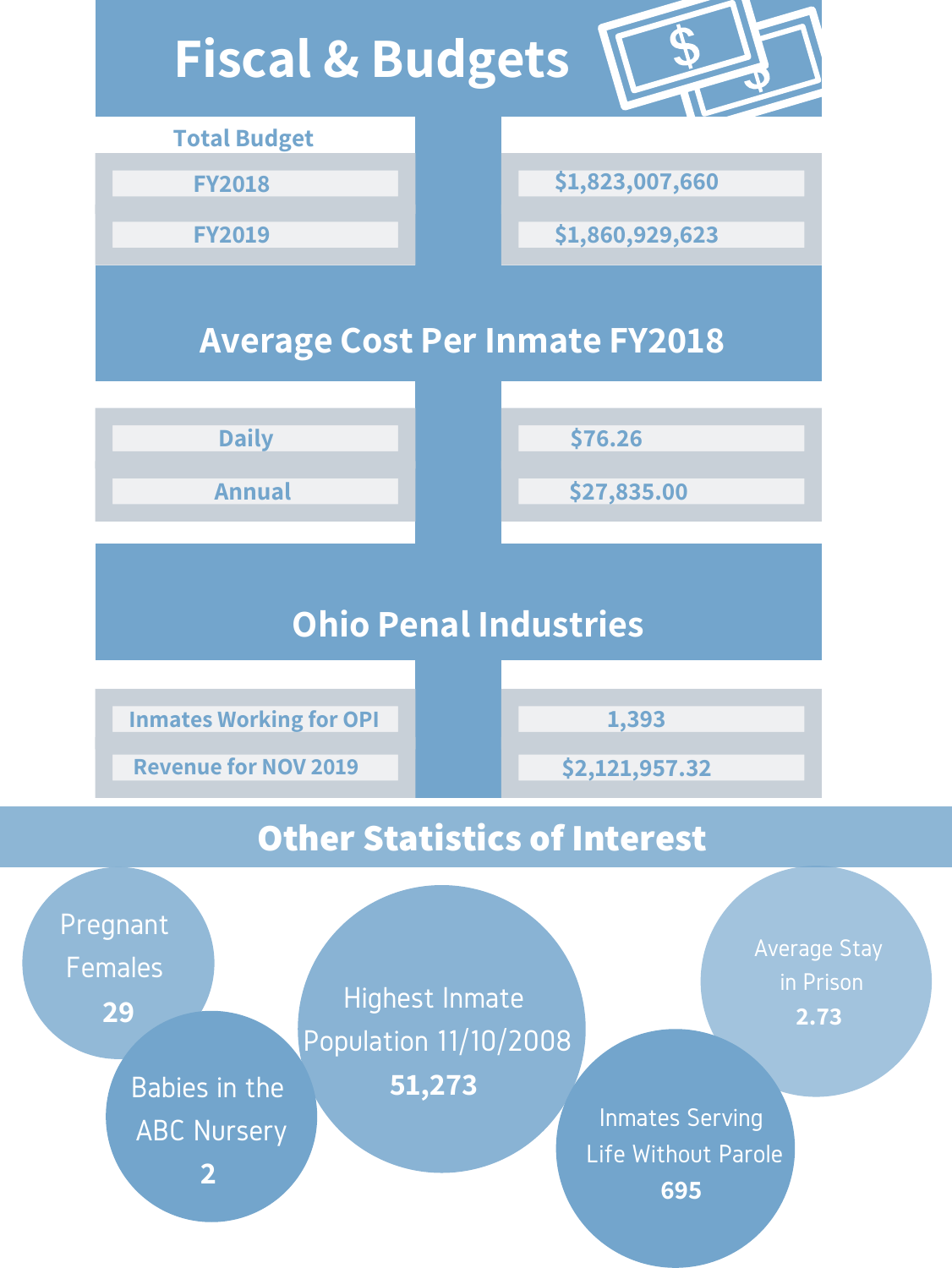# Fiscal & Budgets

## Total Budget

| | |
|---|---|
| FY2018 | $1,823,007,660 |
| FY2019 | $1,860,929,623 |

## Average Cost Per Inmate FY2018

| | |
|---|---|
| Daily | $76.26 |
| Annual | $27,835.00 |

## Ohio Penal Industries

| | |
|---|---|
| Inmates Working for OPI | 1,393 |
| Revenue for NOV 2019 | $2,121,957.32 |

## Other Statistics of Interest

Pregnant Females
**29**

Babies in the ABC Nursery
**2**

Highest Inmate Population 11/10/2008
**51,273**

Inmates Serving Life Without Parole
**695**

Average Stay in Prison
**2.73**